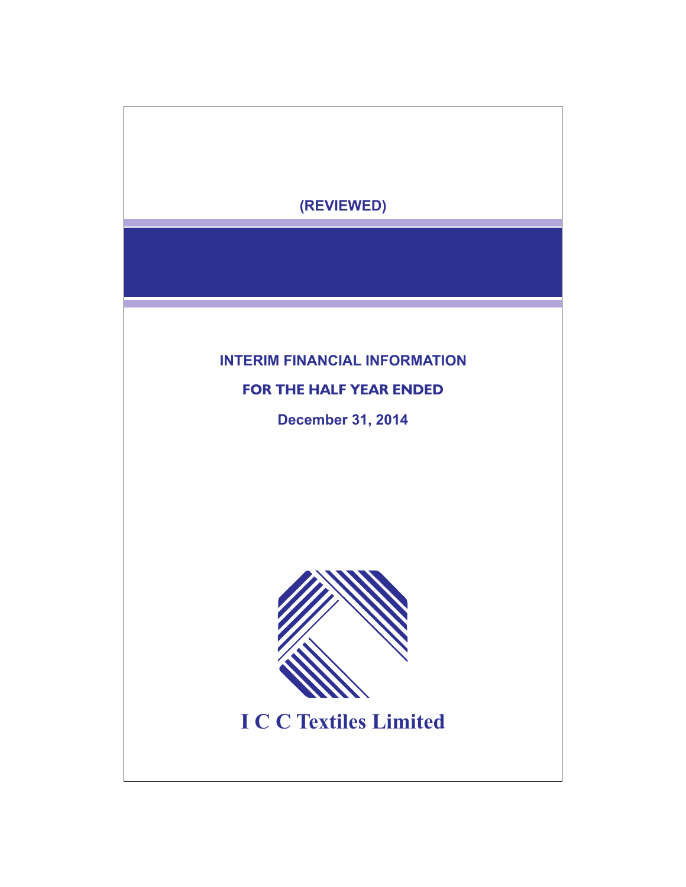(REVIEWED)

# INTERIM FINANCIAL INFORMATION

## FOR THE HALF YEAR ENDED

## December 31, 2014

# I C C Textiles Limited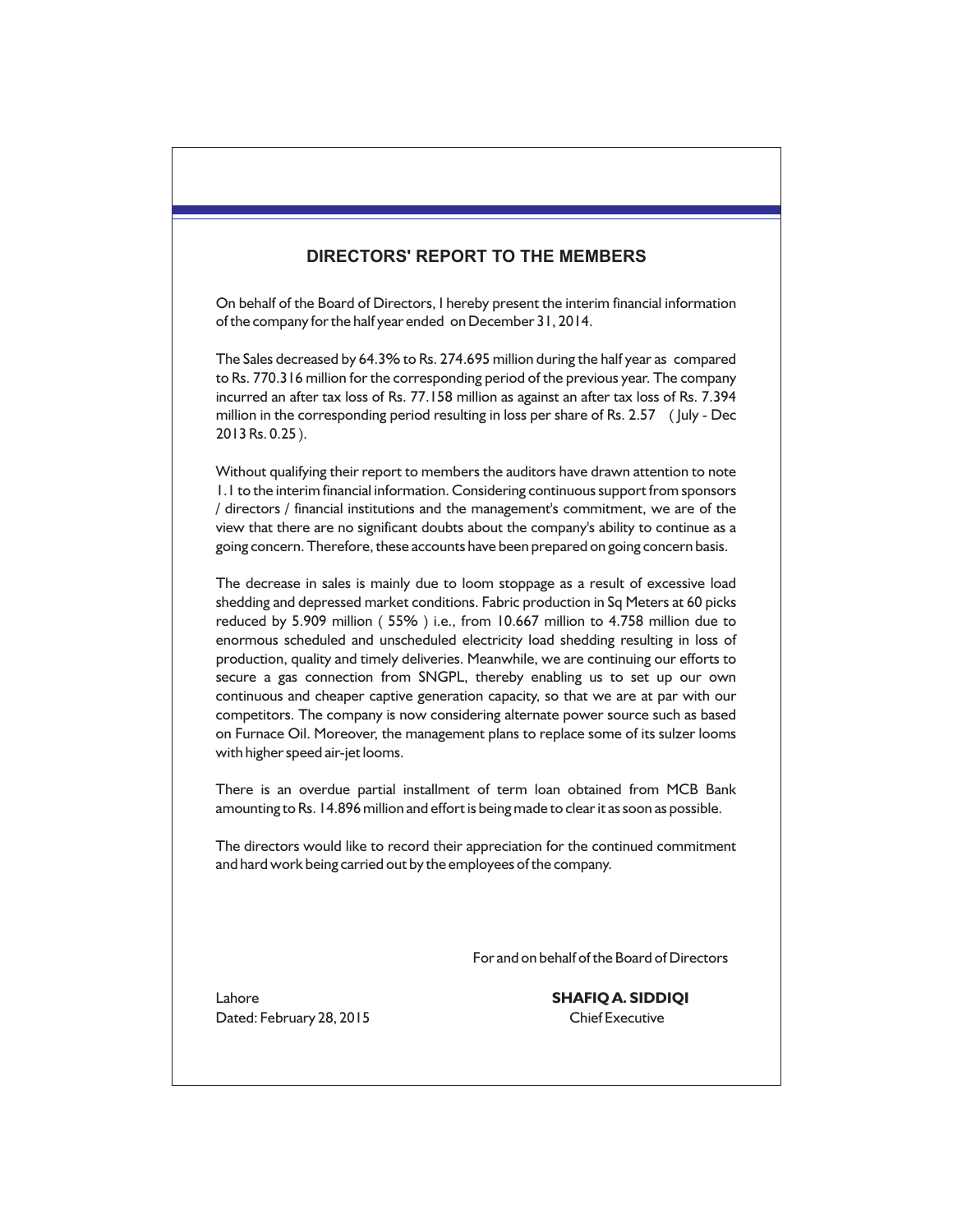## DIRECTORS' REPORT TO THE MEMBERS

On behalf of the Board of Directors, I hereby present the interim financial information of the company for the half year ended on December 31, 2014.

The Sales decreased by 64.3% to Rs. 274.695 million during the half year as compared to Rs. 770.316 million for the corresponding period of the previous year. The company incurred an after tax loss of Rs. 77.158 million as against an after tax loss of Rs. 7.394 million in the corresponding period resulting in loss per share of Rs. 2.57 ( July - Dec 2013 Rs. 0.25 ).

Without qualifying their report to members the auditors have drawn attention to note 1.1 to the interim financial information. Considering continuous support from sponsors / directors / financial institutions and the management's commitment, we are of the view that there are no significant doubts about the company's ability to continue as a going concern. Therefore, these accounts have been prepared on going concern basis.

The decrease in sales is mainly due to loom stoppage as a result of excessive load shedding and depressed market conditions. Fabric production in Sq Meters at 60 picks reduced by 5.909 million ( 55% ) i.e., from 10.667 million to 4.758 million due to enormous scheduled and unscheduled electricity load shedding resulting in loss of production, quality and timely deliveries. Meanwhile, we are continuing our efforts to secure a gas connection from SNGPL, thereby enabling us to set up our own continuous and cheaper captive generation capacity, so that we are at par with our competitors. The company is now considering alternate power source such as based on Furnace Oil. Moreover, the management plans to replace some of its sulzer looms with higher speed air-jet looms.

There is an overdue partial installment of term loan obtained from MCB Bank amounting to Rs. 14.896 million and effort is being made to clear it as soon as possible.

The directors would like to record their appreciation for the continued commitment and hard work being carried out by the employees of the company.

For and on behalf of the Board of Directors

Lahore
Dated: February 28, 2015

**SHAFIQ A. SIDDIQI**
Chief Executive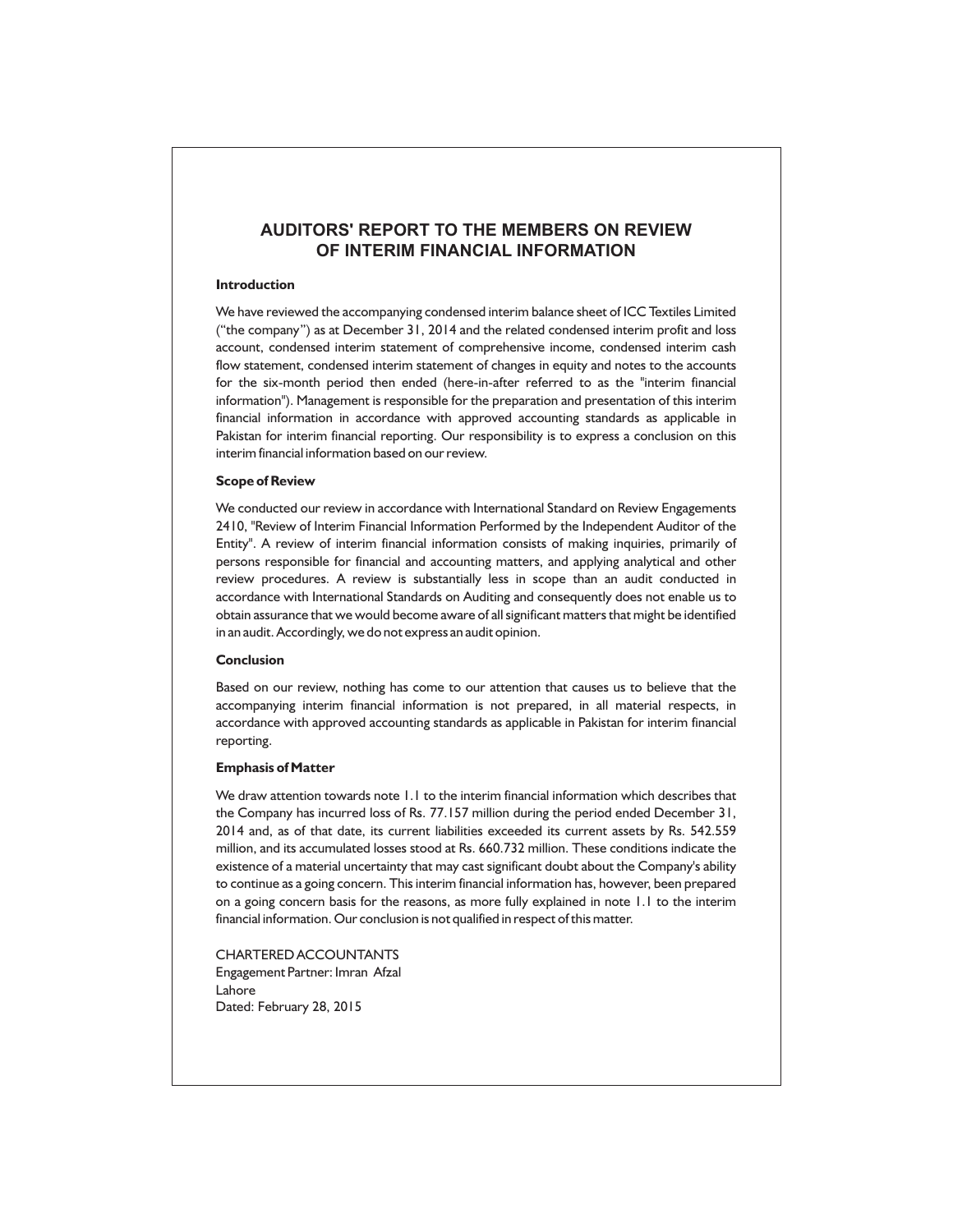# AUDITORS' REPORT TO THE MEMBERS ON REVIEW OF INTERIM FINANCIAL INFORMATION

**Introduction**

We have reviewed the accompanying condensed interim balance sheet of ICC Textiles Limited ("the company") as at December 31, 2014 and the related condensed interim profit and loss account, condensed interim statement of comprehensive income, condensed interim cash flow statement, condensed interim statement of changes in equity and notes to the accounts for the six-month period then ended (here-in-after referred to as the "interim financial information"). Management is responsible for the preparation and presentation of this interim financial information in accordance with approved accounting standards as applicable in Pakistan for interim financial reporting. Our responsibility is to express a conclusion on this interim financial information based on our review.

**Scope of Review**

We conducted our review in accordance with International Standard on Review Engagements 2410, "Review of Interim Financial Information Performed by the Independent Auditor of the Entity". A review of interim financial information consists of making inquiries, primarily of persons responsible for financial and accounting matters, and applying analytical and other review procedures. A review is substantially less in scope than an audit conducted in accordance with International Standards on Auditing and consequently does not enable us to obtain assurance that we would become aware of all significant matters that might be identified in an audit. Accordingly, we do not express an audit opinion.

**Conclusion**

Based on our review, nothing has come to our attention that causes us to believe that the accompanying interim financial information is not prepared, in all material respects, in accordance with approved accounting standards as applicable in Pakistan for interim financial reporting.

**Emphasis of Matter**

We draw attention towards note 1.1 to the interim financial information which describes that the Company has incurred loss of Rs. 77.157 million during the period ended December 31, 2014 and, as of that date, its current liabilities exceeded its current assets by Rs. 542.559 million, and its accumulated losses stood at Rs. 660.732 million. These conditions indicate the existence of a material uncertainty that may cast significant doubt about the Company's ability to continue as a going concern. This interim financial information has, however, been prepared on a going concern basis for the reasons, as more fully explained in note 1.1 to the interim financial information. Our conclusion is not qualified in respect of this matter.

CHARTERED ACCOUNTANTS
Engagement Partner: Imran Afzal
Lahore
Dated: February 28, 2015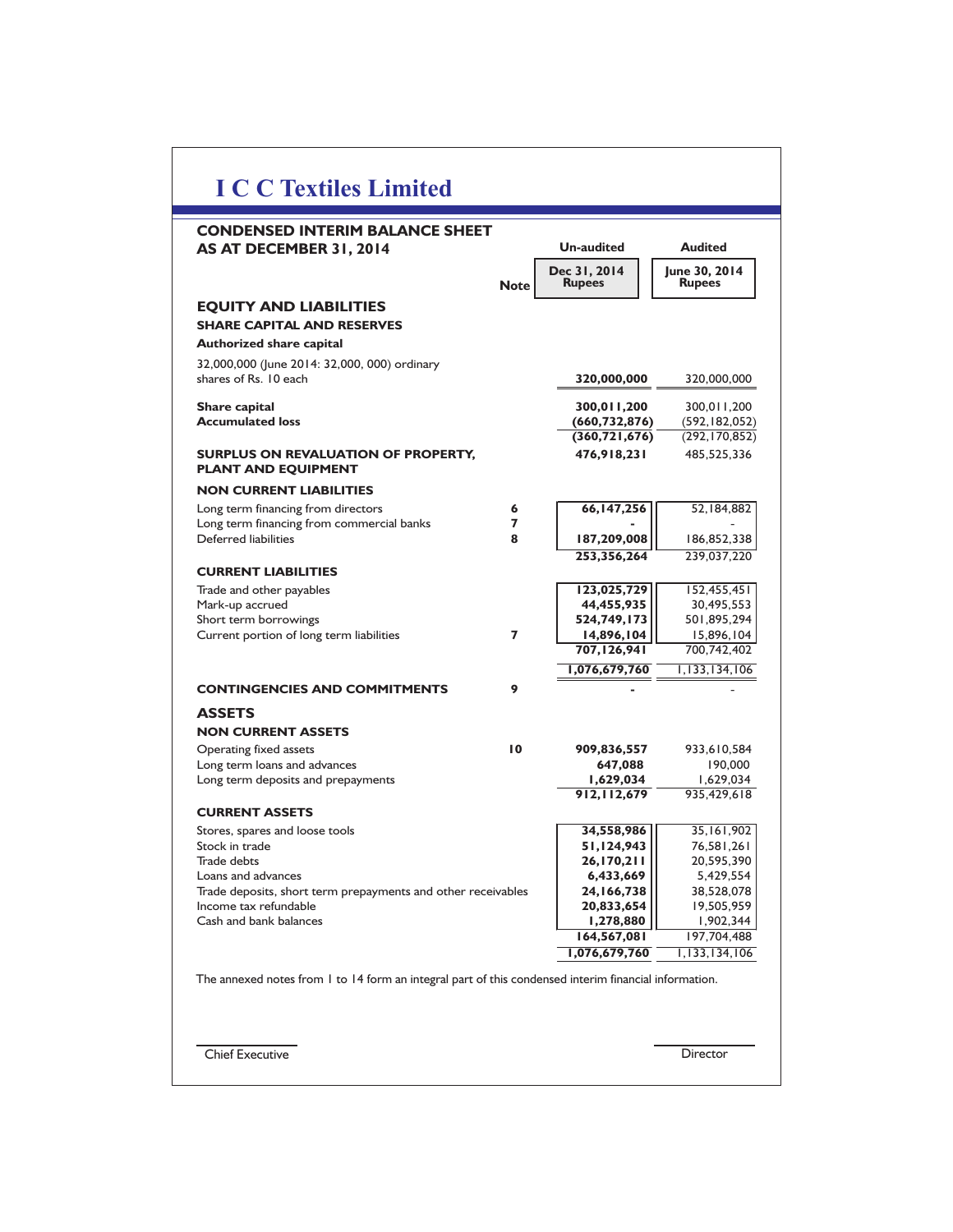# I C C Textiles Limited

## CONDENSED INTERIM BALANCE SHEET AS AT DECEMBER 31, 2014

| | Note | Un-audited Dec 31, 2014 Rupees | Audited June 30, 2014 Rupees |
|---|---|---|---|
| **EQUITY AND LIABILITIES** | | | |
| **SHARE CAPITAL AND RESERVES** | | | |
| **Authorized share capital** | | | |
| 32,000,000 (June 2014: 32,000, 000) ordinary shares of Rs. 10 each | | **320,000,000** | 320,000,000 |
| **Share capital** | | **300,011,200** | 300,011,200 |
| **Accumulated loss** | | **(660,732,876)** | (592,182,052) |
| | | **(360,721,676)** | (292,170,852) |
| **SURPLUS ON REVALUATION OF PROPERTY, PLANT AND EQUIPMENT** | | **476,918,231** | 485,525,336 |
| **NON CURRENT LIABILITIES** | | | |
| Long term financing from directors | 6 | **66,147,256** | 52,184,882 |
| Long term financing from commercial banks | 7 | **-** | - |
| Deferred liabilities | 8 | **187,209,008** | 186,852,338 |
| | | **253,356,264** | 239,037,220 |
| **CURRENT LIABILITIES** | | | |
| Trade and other payables | | **123,025,729** | 152,455,451 |
| Mark-up accrued | | **44,455,935** | 30,495,553 |
| Short term borrowings | | **524,749,173** | 501,895,294 |
| Current portion of long term liabilities | 7 | **14,896,104** | 15,896,104 |
| | | **707,126,941** | 700,742,402 |
| | | **1,076,679,760** | 1,133,134,106 |
| **CONTINGENCIES AND COMMITMENTS** | 9 | **-** | - |
| **ASSETS** | | | |
| **NON CURRENT ASSETS** | | | |
| Operating fixed assets | 10 | **909,836,557** | 933,610,584 |
| Long term loans and advances | | **647,088** | 190,000 |
| Long term deposits and prepayments | | **1,629,034** | 1,629,034 |
| | | **912,112,679** | 935,429,618 |
| **CURRENT ASSETS** | | | |
| Stores, spares and loose tools | | **34,558,986** | 35,161,902 |
| Stock in trade | | **51,124,943** | 76,581,261 |
| Trade debts | | **26,170,211** | 20,595,390 |
| Loans and advances | | **6,433,669** | 5,429,554 |
| Trade deposits, short term prepayments and other receivables | | **24,166,738** | 38,528,078 |
| Income tax refundable | | **20,833,654** | 19,505,959 |
| Cash and bank balances | | **1,278,880** | 1,902,344 |
| | | **164,567,081** | 197,704,488 |
| | | **1,076,679,760** | 1,133,134,106 |

The annexed notes from 1 to 14 form an integral part of this condensed interim financial information.

Chief Executive　　　　　　　　　　　　　　　　　　　　　　　　Director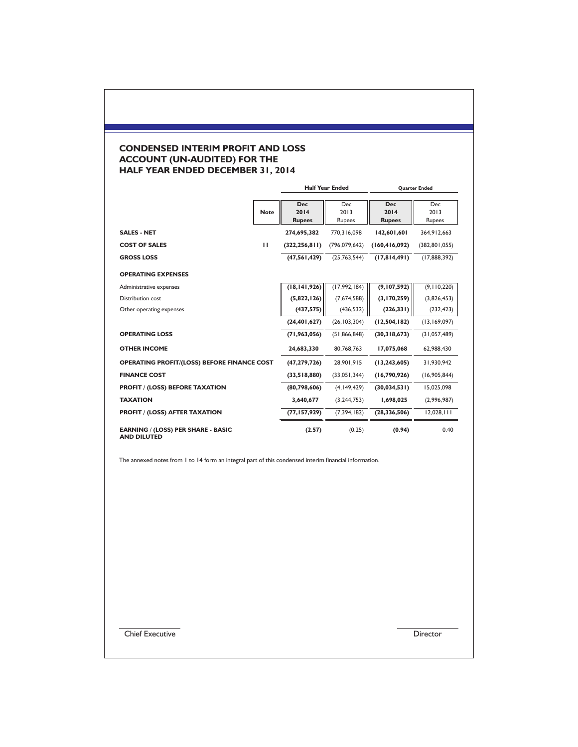# CONDENSED INTERIM PROFIT AND LOSS ACCOUNT (UN-AUDITED) FOR THE HALF YEAR ENDED DECEMBER 31, 2014

| | Note | Half Year Ended | | Quarter Ended | |
|---|---|---|---|---|---|
| | | **Dec 2014 Rupees** | Dec 2013 Rupees | **Dec 2014 Rupees** | Dec 2013 Rupees |
| **SALES - NET** | | **274,695,382** | 770,316,098 | **142,601,601** | 364,912,663 |
| **COST OF SALES** | 11 | **(322,256,811)** | (796,079,642) | **(160,416,092)** | (382,801,055) |
| **GROSS LOSS** | | **(47,561,429)** | (25,763,544) | **(17,814,491)** | (17,888,392) |
| **OPERATING EXPENSES** | | | | | |
| Administrative expenses | | **(18,141,926)** | (17,992,184) | **(9,107,592)** | (9,110,220) |
| Distribution cost | | **(5,822,126)** | (7,674,588) | **(3,170,259)** | (3,826,453) |
| Other operating expenses | | **(437,575)** | (436,532) | **(226,331)** | (232,423) |
| | | **(24,401,627)** | (26,103,304) | **(12,504,182)** | (13,169,097) |
| **OPERATING LOSS** | | **(71,963,056)** | (51,866,848) | **(30,318,673)** | (31,057,489) |
| **OTHER INCOME** | | **24,683,330** | 80,768,763 | **17,075,068** | 62,988,430 |
| **OPERATING PROFIT/(LOSS) BEFORE FINANCE COST** | | **(47,279,726)** | 28,901,915 | **(13,243,605)** | 31,930,942 |
| **FINANCE COST** | | **(33,518,880)** | (33,051,344) | **(16,790,926)** | (16,905,844) |
| **PROFIT / (LOSS) BEFORE TAXATION** | | **(80,798,606)** | (4,149,429) | **(30,034,531)** | 15,025,098 |
| **TAXATION** | | **3,640,677** | (3,244,753) | **1,698,025** | (2,996,987) |
| **PROFIT / (LOSS) AFTER TAXATION** | | **(77,157,929)** | (7,394,182) | **(28,336,506)** | 12,028,111 |
| **EARNING / (LOSS) PER SHARE - BASIC AND DILUTED** | | **(2.57)** | (0.25) | **(0.94)** | 0.40 |

The annexed notes from 1 to 14 form an integral part of this condensed interim financial information.

Chief Executive

Director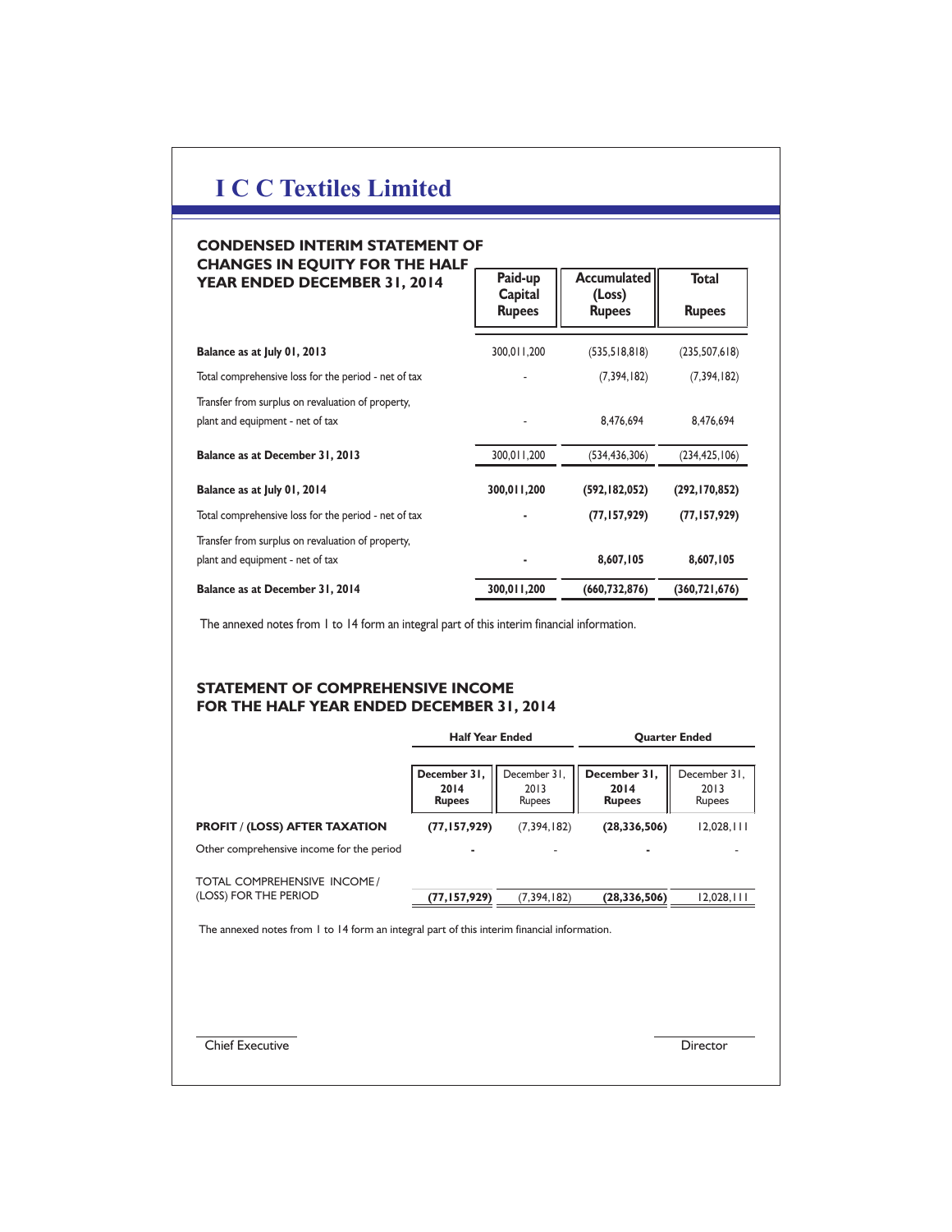# I C C Textiles Limited

## CONDENSED INTERIM STATEMENT OF CHANGES IN EQUITY FOR THE HALF YEAR ENDED DECEMBER 31, 2014

| | Paid-up Capital Rupees | Accumulated (Loss) Rupees | Total Rupees |
|---|---|---|---|
| **Balance as at July 01, 2013** | 300,011,200 | (535,518,818) | (235,507,618) |
| Total comprehensive loss for the period - net of tax | - | (7,394,182) | (7,394,182) |
| Transfer from surplus on revaluation of property, plant and equipment - net of tax | - | 8,476,694 | 8,476,694 |
| **Balance as at December 31, 2013** | 300,011,200 | (534,436,306) | (234,425,106) |
| **Balance as at July 01, 2014** | **300,011,200** | **(592,182,052)** | **(292,170,852)** |
| Total comprehensive loss for the period - net of tax | **-** | **(77,157,929)** | **(77,157,929)** |
| Transfer from surplus on revaluation of property, plant and equipment - net of tax | **-** | **8,607,105** | **8,607,105** |
| **Balance as at December 31, 2014** | **300,011,200** | **(660,732,876)** | **(360,721,676)** |

The annexed notes from 1 to 14 form an integral part of this interim financial information.

## STATEMENT OF COMPREHENSIVE INCOME FOR THE HALF YEAR ENDED DECEMBER 31, 2014

| | Half Year Ended | | Quarter Ended | |
|---|---|---|---|---|
| | **December 31, 2014 Rupees** | December 31, 2013 Rupees | **December 31, 2014 Rupees** | December 31, 2013 Rupees |
| **PROFIT / (LOSS) AFTER TAXATION** | **(77,157,929)** | (7,394,182) | **(28,336,506)** | 12,028,111 |
| Other comprehensive income for the period | **-** | - | **-** | - |
| TOTAL COMPREHENSIVE INCOME / (LOSS) FOR THE PERIOD | **(77,157,929)** | (7,394,182) | **(28,336,506)** | 12,028,111 |

The annexed notes from 1 to 14 form an integral part of this interim financial information.

Chief Executive

Director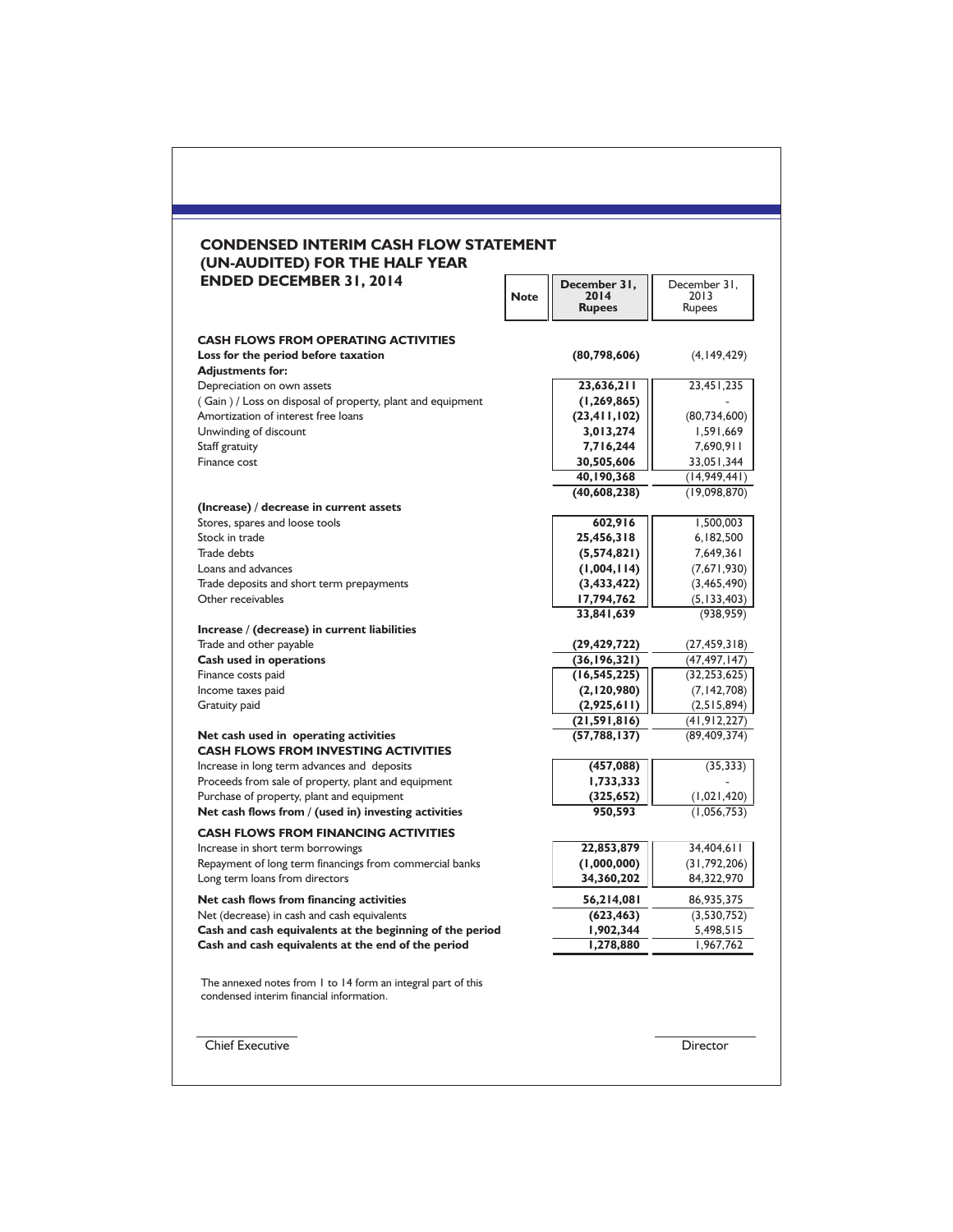## CONDENSED INTERIM CASH FLOW STATEMENT (UN-AUDITED) FOR THE HALF YEAR ENDED DECEMBER 31, 2014

| | Note | December 31, 2014 Rupees | December 31, 2013 Rupees |
|---|---|---|---|
| **CASH FLOWS FROM OPERATING ACTIVITIES** | | | |
| **Loss for the period before taxation** | | **(80,798,606)** | (4,149,429) |
| **Adjustments for:** | | | |
| Depreciation on own assets | | **23,636,211** | 23,451,235 |
| ( Gain ) / Loss on disposal of property, plant and equipment | | **(1,269,865)** | - |
| Amortization of interest free loans | | **(23,411,102)** | (80,734,600) |
| Unwinding of discount | | **3,013,274** | 1,591,669 |
| Staff gratuity | | **7,716,244** | 7,690,911 |
| Finance cost | | **30,505,606** | 33,051,344 |
| | | **40,190,368** | (14,949,441) |
| | | **(40,608,238)** | (19,098,870) |
| **(Increase) / decrease in current assets** | | | |
| Stores, spares and loose tools | | **602,916** | 1,500,003 |
| Stock in trade | | **25,456,318** | 6,182,500 |
| Trade debts | | **(5,574,821)** | 7,649,361 |
| Loans and advances | | **(1,004,114)** | (7,671,930) |
| Trade deposits and short term prepayments | | **(3,433,422)** | (3,465,490) |
| Other receivables | | **17,794,762** | (5,133,403) |
| | | **33,841,639** | (938,959) |
| **Increase / (decrease) in current liabilities** | | | |
| Trade and other payable | | **(29,429,722)** | (27,459,318) |
| **Cash used in operations** | | **(36,196,321)** | (47,497,147) |
| Finance costs paid | | **(16,545,225)** | (32,253,625) |
| Income taxes paid | | **(2,120,980)** | (7,142,708) |
| Gratuity paid | | **(2,925,611)** | (2,515,894) |
| | | **(21,591,816)** | (41,912,227) |
| **Net cash used in operating activities** | | **(57,788,137)** | (89,409,374) |
| **CASH FLOWS FROM INVESTING ACTIVITIES** | | | |
| Increase in long term advances and deposits | | **(457,088)** | (35,333) |
| Proceeds from sale of property, plant and equipment | | **1,733,333** | - |
| Purchase of property, plant and equipment | | **(325,652)** | (1,021,420) |
| **Net cash flows from / (used in) investing activities** | | **950,593** | (1,056,753) |
| **CASH FLOWS FROM FINANCING ACTIVITIES** | | | |
| Increase in short term borrowings | | **22,853,879** | 34,404,611 |
| Repayment of long term financings from commercial banks | | **(1,000,000)** | (31,792,206) |
| Long term loans from directors | | **34,360,202** | 84,322,970 |
| **Net cash flows from financing activities** | | **56,214,081** | 86,935,375 |
| Net (decrease) in cash and cash equivalents | | **(623,463)** | (3,530,752) |
| **Cash and cash equivalents at the beginning of the period** | | **1,902,344** | 5,498,515 |
| **Cash and cash equivalents at the end of the period** | | **1,278,880** | 1,967,762 |

The annexed notes from 1 to 14 form an integral part of this condensed interim financial information.

Chief Executive

Director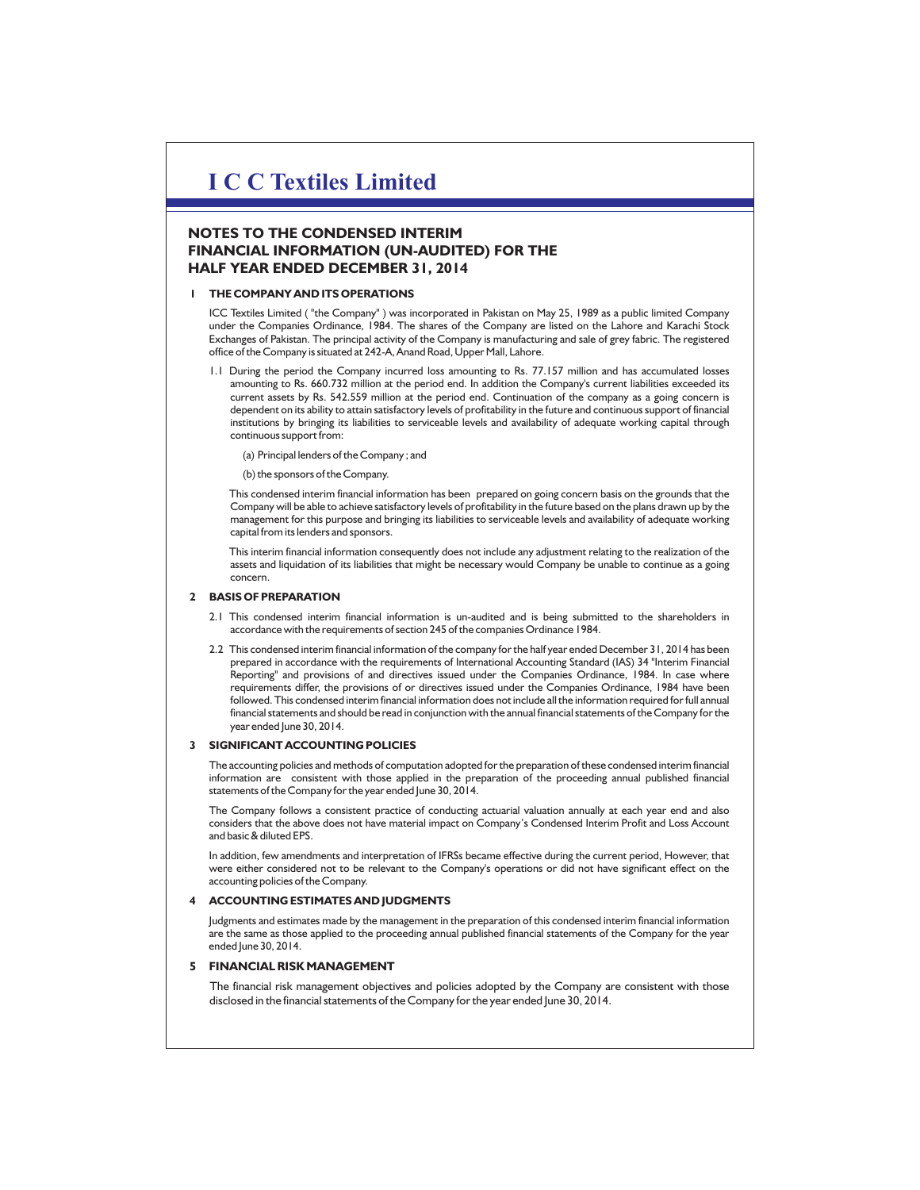# I C C Textiles Limited

## NOTES TO THE CONDENSED INTERIM FINANCIAL INFORMATION (UN-AUDITED) FOR THE HALF YEAR ENDED DECEMBER 31, 2014

### 1 THE COMPANY AND ITS OPERATIONS

ICC Textiles Limited ( "the Company" ) was incorporated in Pakistan on May 25, 1989 as a public limited Company under the Companies Ordinance, 1984. The shares of the Company are listed on the Lahore and Karachi Stock Exchanges of Pakistan. The principal activity of the Company is manufacturing and sale of grey fabric. The registered office of the Company is situated at 242-A, Anand Road, Upper Mall, Lahore.

1.1 During the period the Company incurred loss amounting to Rs. 77.157 million and has accumulated losses amounting to Rs. 660.732 million at the period end. In addition the Company's current liabilities exceeded its current assets by Rs. 542.559 million at the period end. Continuation of the company as a going concern is dependent on its ability to attain satisfactory levels of profitability in the future and continuous support of financial institutions by bringing its liabilities to serviceable levels and availability of adequate working capital through continuous support from:

(a) Principal lenders of the Company ; and

(b) the sponsors of the Company.

This condensed interim financial information has been prepared on going concern basis on the grounds that the Company will be able to achieve satisfactory levels of profitability in the future based on the plans drawn up by the management for this purpose and bringing its liabilities to serviceable levels and availability of adequate working capital from its lenders and sponsors.

This interim financial information consequently does not include any adjustment relating to the realization of the assets and liquidation of its liabilities that might be necessary would Company be unable to continue as a going concern.

### 2 BASIS OF PREPARATION

2.1 This condensed interim financial information is un-audited and is being submitted to the shareholders in accordance with the requirements of section 245 of the companies Ordinance 1984.

2.2 This condensed interim financial information of the company for the half year ended December 31, 2014 has been prepared in accordance with the requirements of International Accounting Standard (IAS) 34 "Interim Financial Reporting" and provisions of and directives issued under the Companies Ordinance, 1984. In case where requirements differ, the provisions of or directives issued under the Companies Ordinance, 1984 have been followed. This condensed interim financial information does not include all the information required for full annual financial statements and should be read in conjunction with the annual financial statements of the Company for the year ended June 30, 2014.

### 3 SIGNIFICANT ACCOUNTING POLICIES

The accounting policies and methods of computation adopted for the preparation of these condensed interim financial information are consistent with those applied in the preparation of the proceeding annual published financial statements of the Company for the year ended June 30, 2014.

The Company follows a consistent practice of conducting actuarial valuation annually at each year end and also considers that the above does not have material impact on Company's Condensed Interim Profit and Loss Account and basic & diluted EPS.

In addition, few amendments and interpretation of IFRSs became effective during the current period, However, that were either considered not to be relevant to the Company's operations or did not have significant effect on the accounting policies of the Company.

### 4 ACCOUNTING ESTIMATES AND JUDGMENTS

Judgments and estimates made by the management in the preparation of this condensed interim financial information are the same as those applied to the proceeding annual published financial statements of the Company for the year ended June 30, 2014.

### 5 FINANCIAL RISK MANAGEMENT

The financial risk management objectives and policies adopted by the Company are consistent with those disclosed in the financial statements of the Company for the year ended June 30, 2014.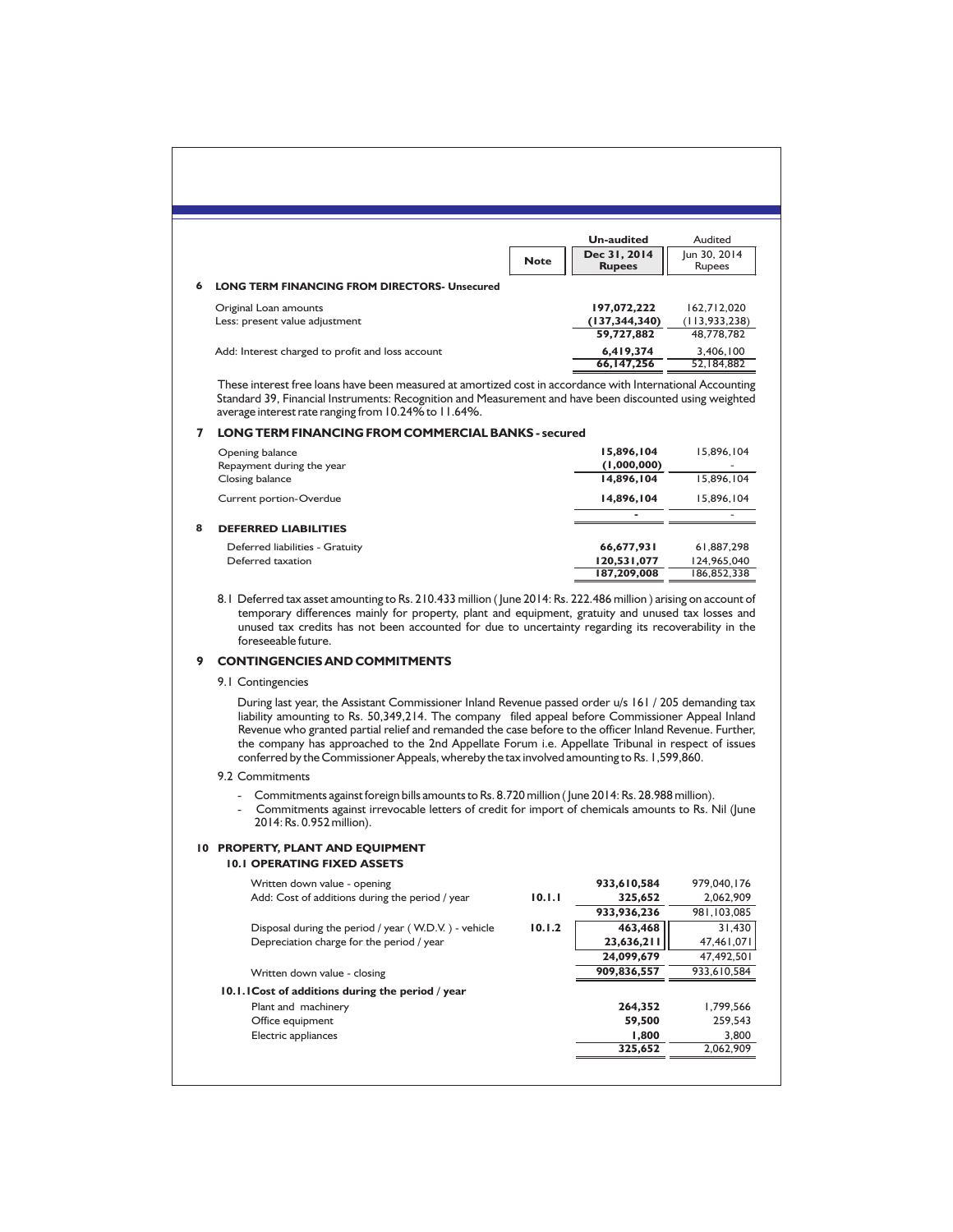| | Note | Un-audited Dec 31, 2014 Rupees | Audited Jun 30, 2014 Rupees |
|---|---|---|---|
| **6 LONG TERM FINANCING FROM DIRECTORS- Unsecured** | | | |
| Original Loan amounts | | **197,072,222** | 162,712,020 |
| Less: present value adjustment | | **(137,344,340)** | (113,933,238) |
| | | **59,727,882** | 48,778,782 |
| Add: Interest charged to profit and loss account | | **6,419,374** | 3,406,100 |
| | | **66,147,256** | 52,184,882 |

These interest free loans have been measured at amortized cost in accordance with International Accounting Standard 39, Financial Instruments: Recognition and Measurement and have been discounted using weighted average interest rate ranging from 10.24% to 11.64%.

| | Note | Dec 31, 2014 | Jun 30, 2014 |
|---|---|---|---|
| **7 LONG TERM FINANCING FROM COMMERCIAL BANKS - secured** | | | |
| Opening balance | | **15,896,104** | 15,896,104 |
| Repayment during the year | | **(1,000,000)** | - |
| Closing balance | | **14,896,104** | 15,896,104 |
| Current portion-Overdue | | **14,896,104** | 15,896,104 |
| | | **-** | - |
| **8 DEFERRED LIABILITIES** | | | |
| Deferred liabilities - Gratuity | | **66,677,931** | 61,887,298 |
| Deferred taxation | | **120,531,077** | 124,965,040 |
| | | **187,209,008** | 186,852,338 |

8.1 Deferred tax asset amounting to Rs. 210.433 million ( June 2014: Rs. 222.486 million ) arising on account of temporary differences mainly for property, plant and equipment, gratuity and unused tax losses and unused tax credits has not been accounted for due to uncertainty regarding its recoverability in the foreseeable future.

## 9 CONTINGENCIES AND COMMITMENTS

9.1 Contingencies

During last year, the Assistant Commissioner Inland Revenue passed order u/s 161 / 205 demanding tax liability amounting to Rs. 50,349,214. The company filed appeal before Commissioner Appeal Inland Revenue who granted partial relief and remanded the case before to the officer Inland Revenue. Further, the company has approached to the 2nd Appellate Forum i.e. Appellate Tribunal in respect of issues conferred by the Commissioner Appeals, whereby the tax involved amounting to Rs. 1,599,860.

9.2 Commitments

- Commitments against foreign bills amounts to Rs. 8.720 million ( June 2014: Rs. 28.988 million).
- Commitments against irrevocable letters of credit for import of chemicals amounts to Rs. Nil (June 2014: Rs. 0.952 million).

| | Note | Dec 31, 2014 | Jun 30, 2014 |
|---|---|---|---|
| **10 PROPERTY, PLANT AND EQUIPMENT** | | | |
| **10.1 OPERATING FIXED ASSETS** | | | |
| Written down value - opening | | **933,610,584** | 979,040,176 |
| Add: Cost of additions during the period / year | 10.1.1 | **325,652** | 2,062,909 |
| | | **933,936,236** | 981,103,085 |
| Disposal during the period / year ( W.D.V. ) - vehicle | 10.1.2 | **463,468** | 31,430 |
| Depreciation charge for the period / year | | **23,636,211** | 47,461,071 |
| | | **24,099,679** | 47,492,501 |
| Written down value - closing | | **909,836,557** | 933,610,584 |
| **10.1.1 Cost of additions during the period / year** | | | |
| Plant and machinery | | **264,352** | 1,799,566 |
| Office equipment | | **59,500** | 259,543 |
| Electric appliances | | **1,800** | 3,800 |
| | | **325,652** | 2,062,909 |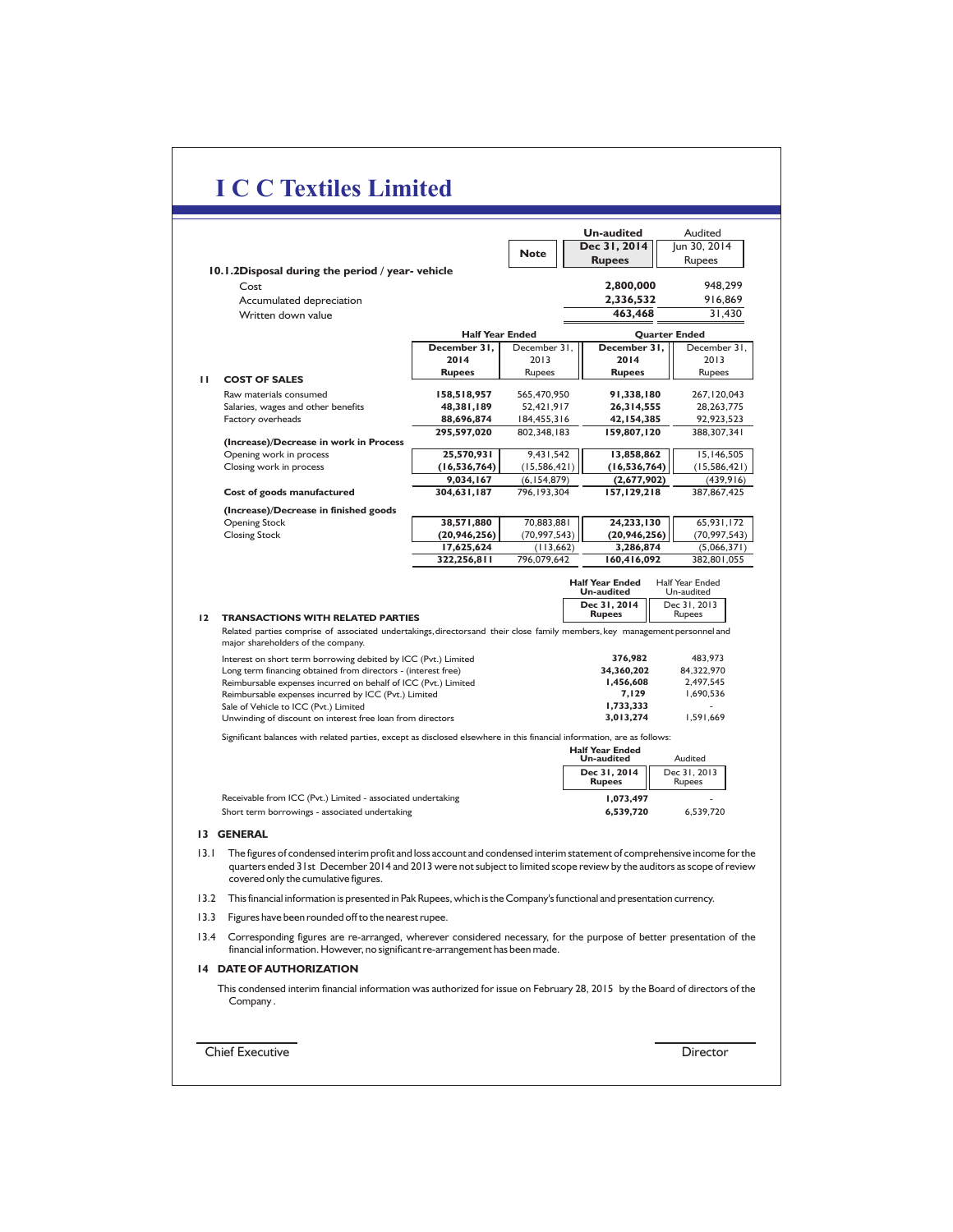# I C C Textiles Limited

| | Note | Un-audited Dec 31, 2014 Rupees | Audited Jun 30, 2014 Rupees |
|---|---|---|---|
| **10.1.2 Disposal during the period / year- vehicle** | | | |
| Cost | | **2,800,000** | 948,299 |
| Accumulated depreciation | | **2,336,532** | 916,869 |
| Written down value | | **463,468** | 31,430 |

| | Half Year Ended | | Quarter Ended | |
|---|---|---|---|---|
| | **December 31, 2014 Rupees** | December 31, 2013 Rupees | **December 31, 2014 Rupees** | December 31, 2013 Rupees |
| **11 COST OF SALES** | | | | |
| Raw materials consumed | **158,518,957** | 565,470,950 | **91,338,180** | 267,120,043 |
| Salaries, wages and other benefits | **48,381,189** | 52,421,917 | **26,314,555** | 28,263,775 |
| Factory overheads | **88,696,874** | 184,455,316 | **42,154,385** | 92,923,523 |
| | **295,597,020** | 802,348,183 | **159,807,120** | 388,307,341 |
| **(Increase)/Decrease in work in Process** | | | | |
| Opening work in process | **25,570,931** | 9,431,542 | **13,858,862** | 15,146,505 |
| Closing work in process | **(16,536,764)** | (15,586,421) | **(16,536,764)** | (15,586,421) |
| | **9,034,167** | (6,154,879) | **(2,677,902)** | (439,916) |
| **Cost of goods manufactured** | **304,631,187** | 796,193,304 | **157,129,218** | 387,867,425 |
| **(Increase)/Decrease in finished goods** | | | | |
| Opening Stock | **38,571,880** | 70,883,881 | **24,233,130** | 65,931,172 |
| Closing Stock | **(20,946,256)** | (70,997,543) | **(20,946,256)** | (70,997,543) |
| | **17,625,624** | (113,662) | **3,286,874** | (5,066,371) |
| | **322,256,811** | 796,079,642 | **160,416,092** | 382,801,055 |

## 12 TRANSACTIONS WITH RELATED PARTIES

Related parties comprise of associated undertakings, directors and their close family members, key management personnel and major shareholders of the company.

| | Half Year Ended Un-audited Dec 31, 2014 Rupees | Half Year Ended Un-audited Dec 31, 2013 Rupees |
|---|---|---|
| Interest on short term borrowing debited by ICC (Pvt.) Limited | **376,982** | 483,973 |
| Long term financing obtained from directors - (interest free) | **34,360,202** | 84,322,970 |
| Reimbursable expenses incurred on behalf of ICC (Pvt.) Limited | **1,456,608** | 2,497,545 |
| Reimbursable expenses incurred by ICC (Pvt.) Limited | **7,129** | 1,690,536 |
| Sale of Vehicle to ICC (Pvt.) Limited | **1,733,333** | - |
| Unwinding of discount on interest free loan from directors | **3,013,274** | 1,591,669 |

Significant balances with related parties, except as disclosed elsewhere in this financial information, are as follows:

| | Half Year Ended Un-audited Dec 31, 2014 Rupees | Audited Dec 31, 2013 Rupees |
|---|---|---|
| Receivable from ICC (Pvt.) Limited - associated undertaking | **1,073,497** | - |
| Short term borrowings - associated undertaking | **6,539,720** | 6,539,720 |

## 13 GENERAL

13.1 The figures of condensed interim profit and loss account and condensed interim statement of comprehensive income for the quarters ended 31st December 2014 and 2013 were not subject to limited scope review by the auditors as scope of review covered only the cumulative figures.

13.2 This financial information is presented in Pak Rupees, which is the Company's functional and presentation currency.

13.3 Figures have been rounded off to the nearest rupee.

13.4 Corresponding figures are re-arranged, wherever considered necessary, for the purpose of better presentation of the financial information. However, no significant re-arrangement has been made.

## 14 DATE OF AUTHORIZATION

This condensed interim financial information was authorized for issue on February 28, 2015 by the Board of directors of the Company.

Chief Executive

Director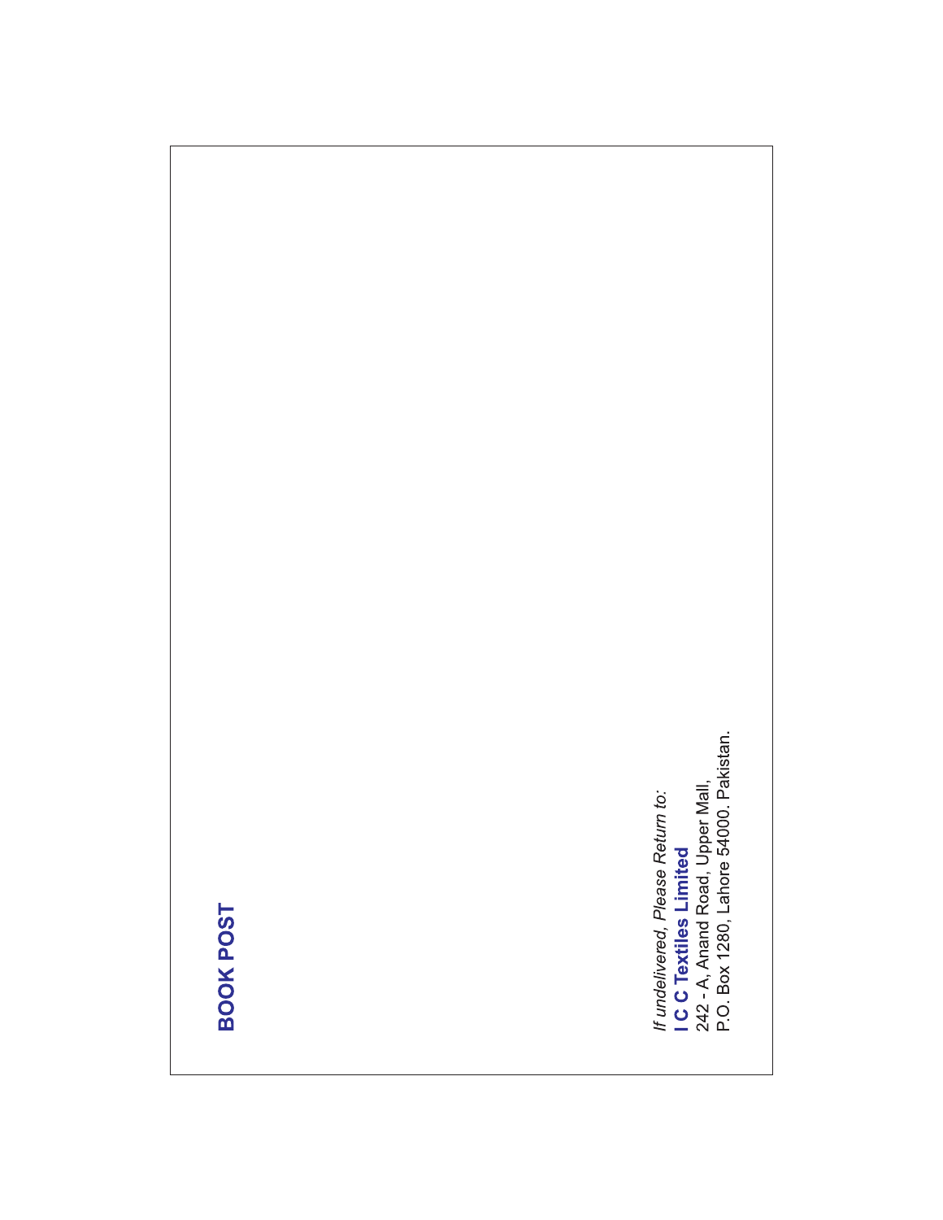**BOOK POST**

*If undelivered, Please Return to:*

**I C C Textiles Limited**

242 - A, Anand Road, Upper Mall,

P.O. Box 1280, Lahore 54000. Pakistan.